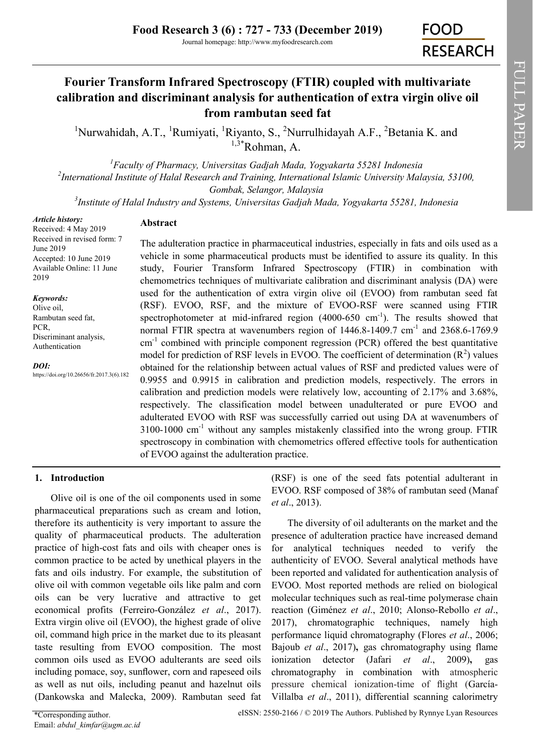# Fourier Transform Infrared Spectroscopy (FTIR) coupled with multivariate calibration and discriminant analysis for authentication of extra virgin olive oil from rambutan seed fat

[1]Nurwahidah, A.T., [1]Rumiyati, [1]Riyanto, S., [2]Nurrulhidayah A.F., [2]Betania K. and [1,3*]Rohman, A.

[1]*Faculty of Pharmacy, Universitas Gadjah Mada, Yogyakarta 55281 Indonesia*
[2]*International Institute of Halal Research and Training, International Islamic University Malaysia, 53100, Gombak, Selangor, Malaysia*
[3]*Institute of Halal Industry and Systems, Universitas Gadjah Mada, Yogyakarta 55281, Indonesia*

***Article history:***
Received: 4 May 2019
Received in revised form: 7 June 2019
Accepted: 10 June 2019
Available Online: 11 June 2019

***Keywords:***
Olive oil,
Rambutan seed fat,
PCR,
Discriminant analysis,
Authentication

***DOI:***
https://doi.org/10.26656/fr.2017.3(6).182

## Abstract

The adulteration practice in pharmaceutical industries, especially in fats and oils used as a vehicle in some pharmaceutical products must be identified to assure its quality. In this study, Fourier Transform Infrared Spectroscopy (FTIR) in combination with chemometrics techniques of multivariate calibration and discriminant analysis (DA) were used for the authentication of extra virgin olive oil (EVOO) from rambutan seed fat (RSF). EVOO, RSF, and the mixture of EVOO-RSF were scanned using FTIR spectrophotometer at mid-infrared region (4000-650 $cm^{-1}$). The results showed that normal FTIR spectra at wavenumbers region of 1446.8-1409.7 $cm^{-1}$ and 2368.6-1769.9 $cm^{-1}$ combined with principle component regression (PCR) offered the best quantitative model for prediction of RSF levels in EVOO. The coefficient of determination ($R^2$) values obtained for the relationship between actual values of RSF and predicted values were of 0.9955 and 0.9915 in calibration and prediction models, respectively. The errors in calibration and prediction models were relatively low, accounting of 2.17% and 3.68%, respectively. The classification model between unadulterated or pure EVOO and adulterated EVOO with RSF was successfully carried out using DA at wavenumbers of 3100-1000 $cm^{-1}$ without any samples mistakenly classified into the wrong group. FTIR spectroscopy in combination with chemometrics offered effective tools for authentication of EVOO against the adulteration practice.

## 1. Introduction

Olive oil is one of the oil components used in some pharmaceutical preparations such as cream and lotion, therefore its authenticity is very important to assure the quality of pharmaceutical products. The adulteration practice of high-cost fats and oils with cheaper ones is common practice to be acted by unethical players in the fats and oils industry. For example, the substitution of olive oil with common vegetable oils like palm and corn oils can be very lucrative and attractive to get economical profits (Ferreiro-González *et al*., 2017). Extra virgin olive oil (EVOO), the highest grade of olive oil, command high price in the market due to its pleasant taste resulting from EVOO composition. The most common oils used as EVOO adulterants are seed oils including pomace, soy, sunflower, corn and rapeseed oils as well as nut oils, including peanut and hazelnut oils (Dankowska and Malecka, 2009). Rambutan seed fat (RSF) is one of the seed fats potential adulterant in EVOO. RSF composed of 38% of rambutan seed (Manaf *et al*., 2013).

The diversity of oil adulterants on the market and the presence of adulteration practice have increased demand for analytical techniques needed to verify the authenticity of EVOO. Several analytical methods have been reported and validated for authentication analysis of EVOO. Most reported methods are relied on biological molecular techniques such as real-time polymerase chain reaction (Giménez *et al*., 2010; Alonso-Rebollo *et al*., 2017), chromatographic techniques, namely high performance liquid chromatography (Flores *et al*., 2006; Bajoub *et al*., 2017), gas chromatography using flame ionization detector (Jafari *et al*., 2009), gas chromatography in combination with atmospheric pressure chemical ionization-time of flight (García-Villalba *et al*., 2011), differential scanning calorimetry

*Corresponding author.
Email: *abdul_kimfar@ugm.ac.id*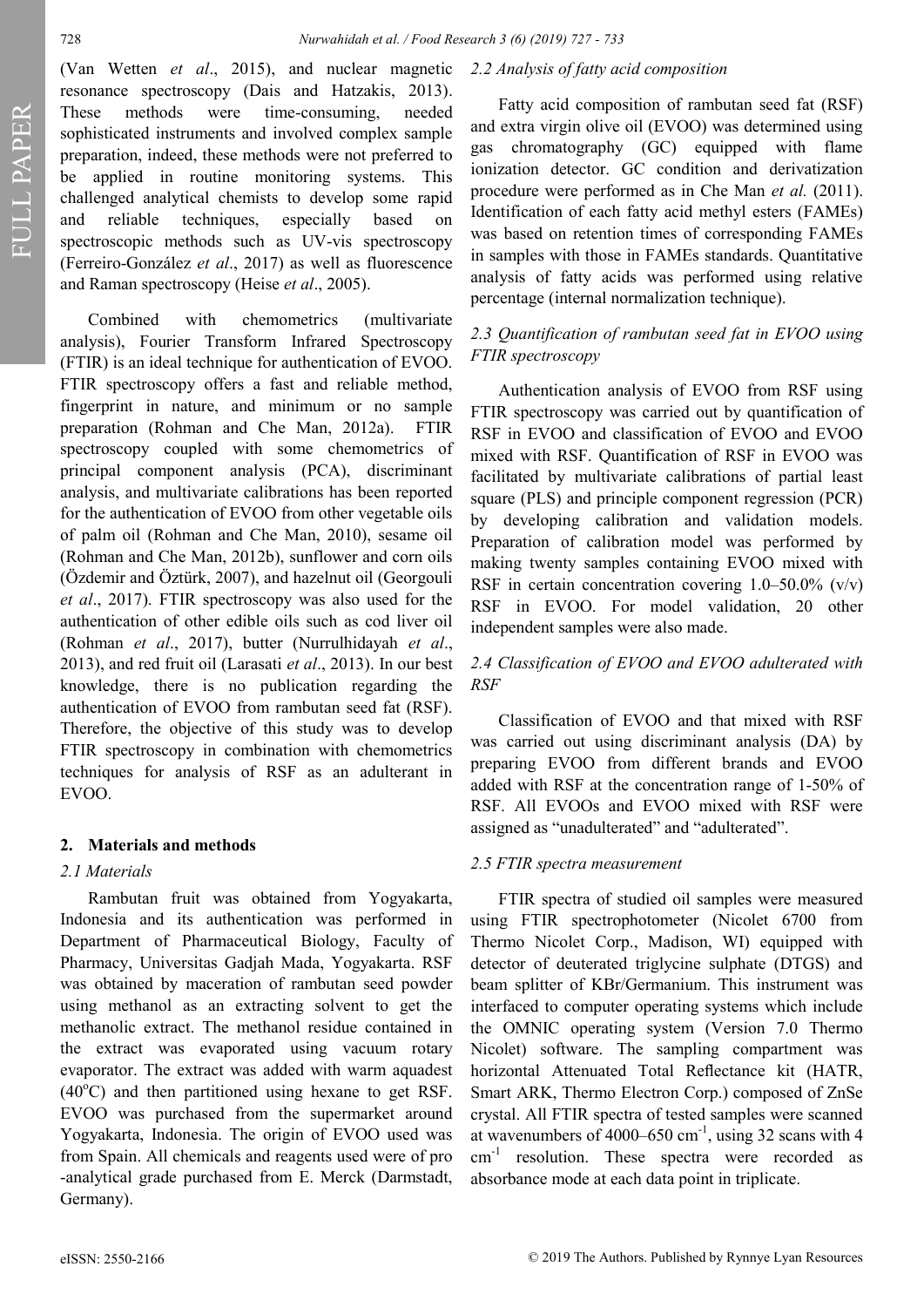(Van Wetten *et al*., 2015), and nuclear magnetic resonance spectroscopy (Dais and Hatzakis, 2013). These methods were time-consuming, needed sophisticated instruments and involved complex sample preparation, indeed, these methods were not preferred to be applied in routine monitoring systems. This challenged analytical chemists to develop some rapid and reliable techniques, especially based on spectroscopic methods such as UV-vis spectroscopy (Ferreiro-González *et al*., 2017) as well as fluorescence and Raman spectroscopy (Heise *et al*., 2005).

Combined with chemometrics (multivariate analysis), Fourier Transform Infrared Spectroscopy (FTIR) is an ideal technique for authentication of EVOO. FTIR spectroscopy offers a fast and reliable method, fingerprint in nature, and minimum or no sample preparation (Rohman and Che Man, 2012a). FTIR spectroscopy coupled with some chemometrics of principal component analysis (PCA), discriminant analysis, and multivariate calibrations has been reported for the authentication of EVOO from other vegetable oils of palm oil (Rohman and Che Man, 2010), sesame oil (Rohman and Che Man, 2012b), sunflower and corn oils (Özdemir and Öztürk, 2007), and hazelnut oil (Georgouli *et al*., 2017). FTIR spectroscopy was also used for the authentication of other edible oils such as cod liver oil (Rohman *et al*., 2017), butter (Nurrulhidayah *et al*., 2013), and red fruit oil (Larasati *et al*., 2013). In our best knowledge, there is no publication regarding the authentication of EVOO from rambutan seed fat (RSF). Therefore, the objective of this study was to develop FTIR spectroscopy in combination with chemometrics techniques for analysis of RSF as an adulterant in EVOO.

## 2. Materials and methods

### 2.1 Materials

Rambutan fruit was obtained from Yogyakarta, Indonesia and its authentication was performed in Department of Pharmaceutical Biology, Faculty of Pharmacy, Universitas Gadjah Mada, Yogyakarta. RSF was obtained by maceration of rambutan seed powder using methanol as an extracting solvent to get the methanolic extract. The methanol residue contained in the extract was evaporated using vacuum rotary evaporator. The extract was added with warm aquadest (40°C) and then partitioned using hexane to get RSF. EVOO was purchased from the supermarket around Yogyakarta, Indonesia. The origin of EVOO used was from Spain. All chemicals and reagents used were of pro-analytical grade purchased from E. Merck (Darmstadt, Germany).

### 2.2 Analysis of fatty acid composition

Fatty acid composition of rambutan seed fat (RSF) and extra virgin olive oil (EVOO) was determined using gas chromatography (GC) equipped with flame ionization detector. GC condition and derivatization procedure were performed as in Che Man *et al.* (2011). Identification of each fatty acid methyl esters (FAMEs) was based on retention times of corresponding FAMEs in samples with those in FAMEs standards. Quantitative analysis of fatty acids was performed using relative percentage (internal normalization technique).

### 2.3 Quantification of rambutan seed fat in EVOO using FTIR spectroscopy

Authentication analysis of EVOO from RSF using FTIR spectroscopy was carried out by quantification of RSF in EVOO and classification of EVOO and EVOO mixed with RSF. Quantification of RSF in EVOO was facilitated by multivariate calibrations of partial least square (PLS) and principle component regression (PCR) by developing calibration and validation models. Preparation of calibration model was performed by making twenty samples containing EVOO mixed with RSF in certain concentration covering 1.0–50.0% (v/v) RSF in EVOO. For model validation, 20 other independent samples were also made.

### 2.4 Classification of EVOO and EVOO adulterated with RSF

Classification of EVOO and that mixed with RSF was carried out using discriminant analysis (DA) by preparing EVOO from different brands and EVOO added with RSF at the concentration range of 1-50% of RSF. All EVOOs and EVOO mixed with RSF were assigned as "unadulterated" and "adulterated".

### 2.5 FTIR spectra measurement

FTIR spectra of studied oil samples were measured using FTIR spectrophotometer (Nicolet 6700 from Thermo Nicolet Corp., Madison, WI) equipped with detector of deuterated triglycine sulphate (DTGS) and beam splitter of KBr/Germanium. This instrument was interfaced to computer operating systems which include the OMNIC operating system (Version 7.0 Thermo Nicolet) software. The sampling compartment was horizontal Attenuated Total Reflectance kit (HATR, Smart ARK, Thermo Electron Corp.) composed of ZnSe crystal. All FTIR spectra of tested samples were scanned at wavenumbers of 4000–650 $cm^{-1}$, using 32 scans with 4 $cm^{-1}$ resolution. These spectra were recorded as absorbance mode at each data point in triplicate.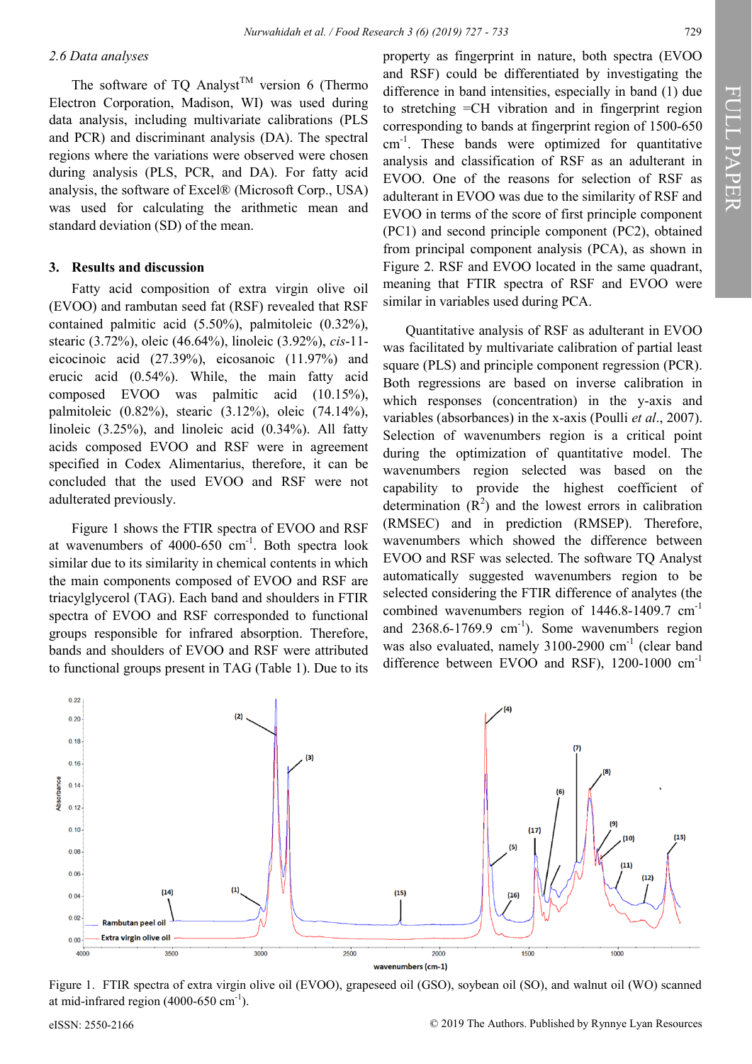*2.6 Data analyses*

The software of TQ Analyst™ version 6 (Thermo Electron Corporation, Madison, WI) was used during data analysis, including multivariate calibrations (PLS and PCR) and discriminant analysis (DA). The spectral regions where the variations were observed were chosen during analysis (PLS, PCR, and DA). For fatty acid analysis, the software of Excel® (Microsoft Corp., USA) was used for calculating the arithmetic mean and standard deviation (SD) of the mean.

## 3. Results and discussion

Fatty acid composition of extra virgin olive oil (EVOO) and rambutan seed fat (RSF) revealed that RSF contained palmitic acid (5.50%), palmitoleic (0.32%), stearic (3.72%), oleic (46.64%), linoleic (3.92%), *cis*-11-eicocinoic acid (27.39%), eicosanoic (11.97%) and erucic acid (0.54%). While, the main fatty acid composed EVOO was palmitic acid (10.15%), palmitoleic (0.82%), stearic (3.12%), oleic (74.14%), linoleic (3.25%), and linoleic acid (0.34%). All fatty acids composed EVOO and RSF were in agreement specified in Codex Alimentarius, therefore, it can be concluded that the used EVOO and RSF were not adulterated previously.

Figure 1 shows the FTIR spectra of EVOO and RSF at wavenumbers of 4000-650 $cm^{-1}$. Both spectra look similar due to its similarity in chemical contents in which the main components composed of EVOO and RSF are triacylglycerol (TAG). Each band and shoulders in FTIR spectra of EVOO and RSF corresponded to functional groups responsible for infrared absorption. Therefore, bands and shoulders of EVOO and RSF were attributed to functional groups present in TAG (Table 1). Due to its property as fingerprint in nature, both spectra (EVOO and RSF) could be differentiated by investigating the difference in band intensities, especially in band (1) due to stretching =CH vibration and in fingerprint region corresponding to bands at fingerprint region of 1500-650 $cm^{-1}$. These bands were optimized for quantitative analysis and classification of RSF as an adulterant in EVOO. One of the reasons for selection of RSF as adulterant in EVOO was due to the similarity of RSF and EVOO in terms of the score of first principle component (PC1) and second principle component (PC2), obtained from principal component analysis (PCA), as shown in Figure 2. RSF and EVOO located in the same quadrant, meaning that FTIR spectra of RSF and EVOO were similar in variables used during PCA.

Quantitative analysis of RSF as adulterant in EVOO was facilitated by multivariate calibration of partial least square (PLS) and principle component regression (PCR). Both regressions are based on inverse calibration in which responses (concentration) in the y-axis and variables (absorbances) in the x-axis (Poulli *et al*., 2007). Selection of wavenumbers region is a critical point during the optimization of quantitative model. The wavenumbers region selected was based on the capability to provide the highest coefficient of determination ($R^2$) and the lowest errors in calibration (RMSEC) and in prediction (RMSEP). Therefore, wavenumbers which showed the difference between EVOO and RSF was selected. The software TQ Analyst automatically suggested wavenumbers region to be selected considering the FTIR difference of analytes (the combined wavenumbers region of 1446.8-1409.7 $cm^{-1}$ and 2368.6-1769.9 $cm^{-1}$). Some wavenumbers region was also evaluated, namely 3100-2900 $cm^{-1}$ (clear band difference between EVOO and RSF), 1200-1000 $cm^{-1}$

Figure 1. FTIR spectra of extra virgin olive oil (EVOO), grapeseed oil (GSO), soybean oil (SO), and walnut oil (WO) scanned at mid-infrared region (4000-650 $cm^{-1}$).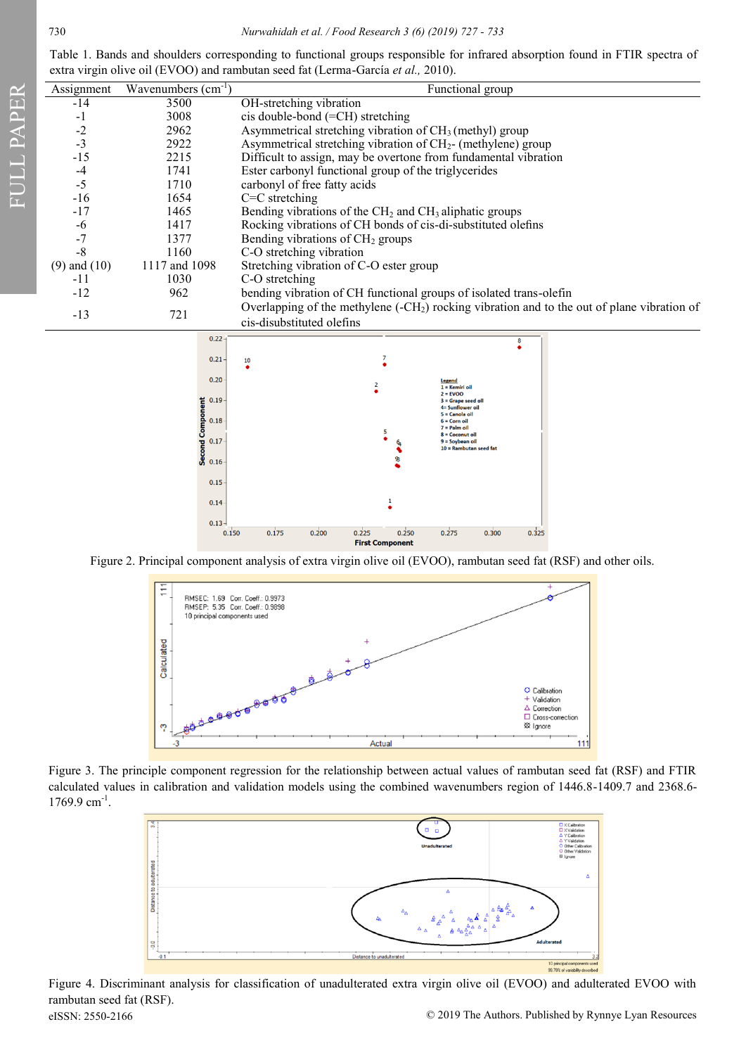Table 1. Bands and shoulders corresponding to functional groups responsible for infrared absorption found in FTIR spectra of extra virgin olive oil (EVOO) and rambutan seed fat (Lerma-García *et al.,* 2010).

| Assignment | Wavenumbers ($cm^{-1}$) | Functional group |
|---|---|---|
| -14 | 3500 | OH-stretching vibration |
| -1 | 3008 | cis double-bond (=CH) stretching |
| -2 | 2962 | Asymmetrical stretching vibration of $CH_3$ (methyl) group |
| -3 | 2922 | Asymmetrical stretching vibration of $CH_2$- (methylene) group |
| -15 | 2215 | Difficult to assign, may be overtone from fundamental vibration |
| -4 | 1741 | Ester carbonyl functional group of the triglycerides |
| -5 | 1710 | carbonyl of free fatty acids |
| -16 | 1654 | C=C stretching |
| -17 | 1465 | Bending vibrations of the $CH_2$ and $CH_3$ aliphatic groups |
| -6 | 1417 | Rocking vibrations of CH bonds of cis-di-substituted olefins |
| -7 | 1377 | Bending vibrations of $CH_2$ groups |
| -8 | 1160 | C-O stretching vibration |
| (9) and (10) | 1117 and 1098 | Stretching vibration of C-O ester group |
| -11 | 1030 | C-O stretching |
| -12 | 962 | bending vibration of CH functional groups of isolated trans-olefin |
| -13 | 721 | Overlapping of the methylene (-$CH_2$) rocking vibration and to the out of plane vibration of cis-disubstituted olefins |

Figure 2. Principal component analysis of extra virgin olive oil (EVOO), rambutan seed fat (RSF) and other oils.

Figure 3. The principle component regression for the relationship between actual values of rambutan seed fat (RSF) and FTIR calculated values in calibration and validation models using the combined wavenumbers region of 1446.8-1409.7 and 2368.6-1769.9 $cm^{-1}$.

Figure 4. Discriminant analysis for classification of unadulterated extra virgin olive oil (EVOO) and adulterated EVOO with rambutan seed fat (RSF).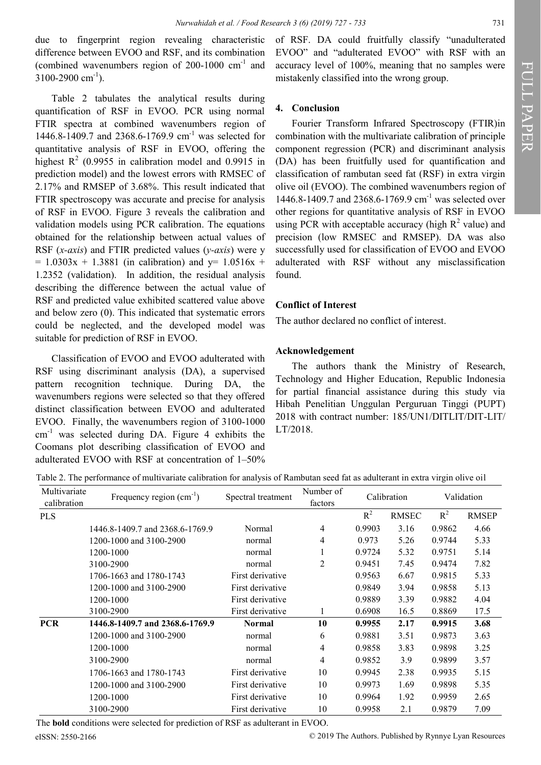due to fingerprint region revealing characteristic difference between EVOO and RSF, and its combination (combined wavenumbers region of 200-1000 $cm^{-1}$ and 3100-2900 $cm^{-1}$).

Table 2 tabulates the analytical results during quantification of RSF in EVOO. PCR using normal FTIR spectra at combined wavenumbers region of 1446.8-1409.7 and 2368.6-1769.9 $cm^{-1}$ was selected for quantitative analysis of RSF in EVOO, offering the highest $R^2$ (0.9955 in calibration model and 0.9915 in prediction model) and the lowest errors with RMSEC of 2.17% and RMSEP of 3.68%. This result indicated that FTIR spectroscopy was accurate and precise for analysis of RSF in EVOO. Figure 3 reveals the calibration and validation models using PCR calibration. The equations obtained for the relationship between actual values of RSF (*x-axis*) and FTIR predicted values (*y-axis*) were $y = 1.0303x + 1.3881$ (in calibration) and $y = 1.0516x + 1.2352$ (validation). In addition, the residual analysis describing the difference between the actual value of RSF and predicted value exhibited scattered value above and below zero (0). This indicated that systematic errors could be neglected, and the developed model was suitable for prediction of RSF in EVOO.

Classification of EVOO and EVOO adulterated with RSF using discriminant analysis (DA), a supervised pattern recognition technique. During DA, the wavenumbers regions were selected so that they offered distinct classification between EVOO and adulterated EVOO. Finally, the wavenumbers region of 3100-1000 $cm^{-1}$ was selected during DA. Figure 4 exhibits the Coomans plot describing classification of EVOO and adulterated EVOO with RSF at concentration of 1–50% of RSF. DA could fruitfully classify "unadulterated EVOO" and "adulterated EVOO" with RSF with an accuracy level of 100%, meaning that no samples were mistakenly classified into the wrong group.

## 4. Conclusion

Fourier Transform Infrared Spectroscopy (FTIR)in combination with the multivariate calibration of principle component regression (PCR) and discriminant analysis (DA) has been fruitfully used for quantification and classification of rambutan seed fat (RSF) in extra virgin olive oil (EVOO). The combined wavenumbers region of 1446.8-1409.7 and 2368.6-1769.9 $cm^{-1}$ was selected over other regions for quantitative analysis of RSF in EVOO using PCR with acceptable accuracy (high $R^2$ value) and precision (low RMSEC and RMSEP). DA was also successfully used for classification of EVOO and EVOO adulterated with RSF without any misclassification found.

## Conflict of Interest

The author declared no conflict of interest.

## Acknowledgement

The authors thank the Ministry of Research, Technology and Higher Education, Republic Indonesia for partial financial assistance during this study via Hibah Penelitian Unggulan Perguruan Tinggi (PUPT) 2018 with contract number: 185/UN1/DITLIT/DIT-LIT/LT/2018.

Table 2. The performance of multivariate calibration for analysis of Rambutan seed fat as adulterant in extra virgin olive oil

| Multivariate calibration | Frequency region ($cm^{-1}$) | Spectral treatment | Number of factors | Calibration | | Validation | |
|---|---|---|---|---|---|---|---|
| | | | | $R^2$ | RMSEC | $R^2$ | RMSEP |
| PLS | | | | | | | |
| | 1446.8-1409.7 and 2368.6-1769.9 | Normal | 4 | 0.9903 | 3.16 | 0.9862 | 4.66 |
| | 1200-1000 and 3100-2900 | normal | 4 | 0.973 | 5.26 | 0.9744 | 5.33 |
| | 1200-1000 | normal | 1 | 0.9724 | 5.32 | 0.9751 | 5.14 |
| | 3100-2900 | normal | 2 | 0.9451 | 7.45 | 0.9474 | 7.82 |
| | 1706-1663 and 1780-1743 | First derivative | | 0.9563 | 6.67 | 0.9815 | 5.33 |
| | 1200-1000 and 3100-2900 | First derivative | | 0.9849 | 3.94 | 0.9858 | 5.13 |
| | 1200-1000 | First derivative | | 0.9889 | 3.39 | 0.9882 | 4.04 |
| | 3100-2900 | First derivative | 1 | 0.6908 | 16.5 | 0.8869 | 17.5 |
| **PCR** | **1446.8-1409.7 and 2368.6-1769.9** | **Normal** | **10** | **0.9955** | **2.17** | **0.9915** | **3.68** |
| | 1200-1000 and 3100-2900 | normal | 6 | 0.9881 | 3.51 | 0.9873 | 3.63 |
| | 1200-1000 | normal | 4 | 0.9858 | 3.83 | 0.9898 | 3.25 |
| | 3100-2900 | normal | 4 | 0.9852 | 3.9 | 0.9899 | 3.57 |
| | 1706-1663 and 1780-1743 | First derivative | 10 | 0.9945 | 2.38 | 0.9935 | 5.15 |
| | 1200-1000 and 3100-2900 | First derivative | 10 | 0.9973 | 1.69 | 0.9898 | 5.35 |
| | 1200-1000 | First derivative | 10 | 0.9964 | 1.92 | 0.9959 | 2.65 |
| | 3100-2900 | First derivative | 10 | 0.9958 | 2.1 | 0.9879 | 7.09 |

The **bold** conditions were selected for prediction of RSF as adulterant in EVOO.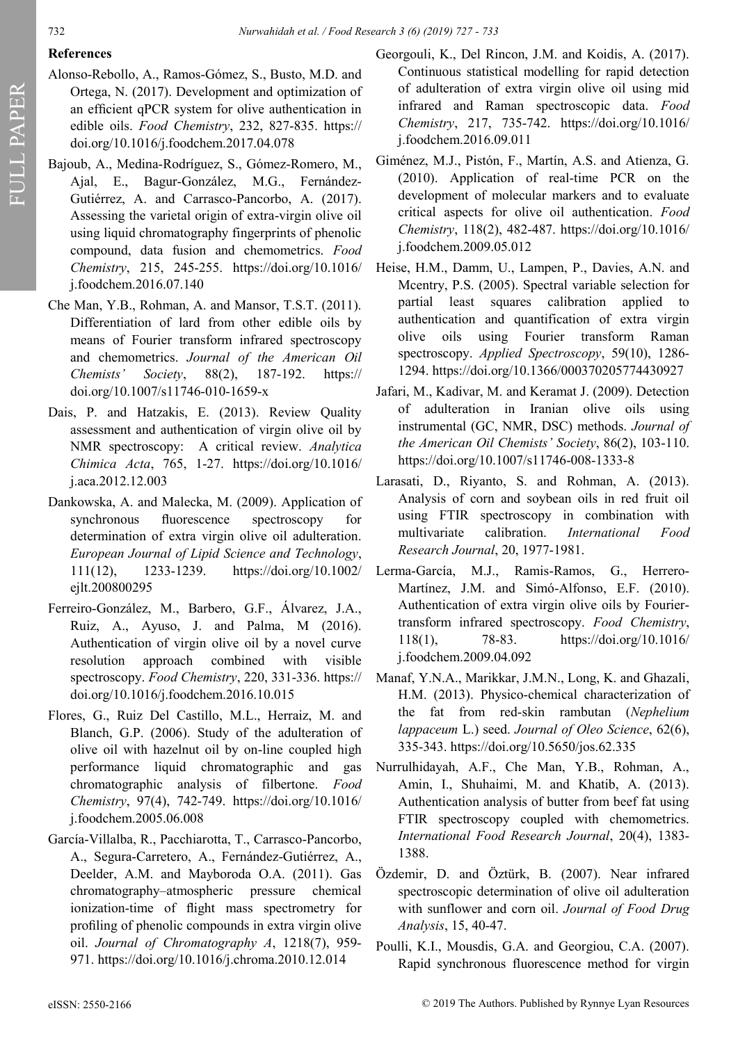## References

Alonso-Rebollo, A., Ramos-Gómez, S., Busto, M.D. and Ortega, N. (2017). Development and optimization of an efficient qPCR system for olive authentication in edible oils. *Food Chemistry*, 232, 827-835. https://doi.org/10.1016/j.foodchem.2017.04.078

Bajoub, A., Medina-Rodríguez, S., Gómez-Romero, M., Ajal, E., Bagur-González, M.G., Fernández-Gutiérrez, A. and Carrasco-Pancorbo, A. (2017). Assessing the varietal origin of extra-virgin olive oil using liquid chromatography fingerprints of phenolic compound, data fusion and chemometrics. *Food Chemistry*, 215, 245-255. https://doi.org/10.1016/j.foodchem.2016.07.140

Che Man, Y.B., Rohman, A. and Mansor, T.S.T. (2011). Differentiation of lard from other edible oils by means of Fourier transform infrared spectroscopy and chemometrics. *Journal of the American Oil Chemists' Society*, 88(2), 187-192. https://doi.org/10.1007/s11746-010-1659-x

Dais, P. and Hatzakis, E. (2013). Review Quality assessment and authentication of virgin olive oil by NMR spectroscopy: A critical review. *Analytica Chimica Acta*, 765, 1-27. https://doi.org/10.1016/j.aca.2012.12.003

Dankowska, A. and Malecka, M. (2009). Application of synchronous fluorescence spectroscopy for determination of extra virgin olive oil adulteration. *European Journal of Lipid Science and Technology*, 111(12), 1233-1239. https://doi.org/10.1002/ejlt.200800295

Ferreiro-González, M., Barbero, G.F., Álvarez, J.A., Ruiz, A., Ayuso, J. and Palma, M (2016). Authentication of virgin olive oil by a novel curve resolution approach combined with visible spectroscopy. *Food Chemistry*, 220, 331-336. https://doi.org/10.1016/j.foodchem.2016.10.015

Flores, G., Ruiz Del Castillo, M.L., Herraiz, M. and Blanch, G.P. (2006). Study of the adulteration of olive oil with hazelnut oil by on-line coupled high performance liquid chromatographic and gas chromatographic analysis of filbertone. *Food Chemistry*, 97(4), 742-749. https://doi.org/10.1016/j.foodchem.2005.06.008

García-Villalba, R., Pacchiarotta, T., Carrasco-Pancorbo, A., Segura-Carretero, A., Fernández-Gutiérrez, A., Deelder, A.M. and Mayboroda O.A. (2011). Gas chromatography–atmospheric pressure chemical ionization-time of flight mass spectrometry for profiling of phenolic compounds in extra virgin olive oil. *Journal of Chromatography A*, 1218(7), 959-971. https://doi.org/10.1016/j.chroma.2010.12.014

Georgouli, K., Del Rincon, J.M. and Koidis, A. (2017). Continuous statistical modelling for rapid detection of adulteration of extra virgin olive oil using mid infrared and Raman spectroscopic data. *Food Chemistry*, 217, 735-742. https://doi.org/10.1016/j.foodchem.2016.09.011

Giménez, M.J., Pistón, F., Martín, A.S. and Atienza, G. (2010). Application of real-time PCR on the development of molecular markers and to evaluate critical aspects for olive oil authentication. *Food Chemistry*, 118(2), 482-487. https://doi.org/10.1016/j.foodchem.2009.05.012

Heise, H.M., Damm, U., Lampen, P., Davies, A.N. and Mcentry, P.S. (2005). Spectral variable selection for partial least squares calibration applied to authentication and quantification of extra virgin olive oils using Fourier transform Raman spectroscopy. *Applied Spectroscopy*, 59(10), 1286-1294. https://doi.org/10.1366/000370205774430927

Jafari, M., Kadivar, M. and Keramat J. (2009). Detection of adulteration in Iranian olive oils using instrumental (GC, NMR, DSC) methods. *Journal of the American Oil Chemists' Society*, 86(2), 103-110. https://doi.org/10.1007/s11746-008-1333-8

Larasati, D., Riyanto, S. and Rohman, A. (2013). Analysis of corn and soybean oils in red fruit oil using FTIR spectroscopy in combination with multivariate calibration. *International Food Research Journal*, 20, 1977-1981.

Lerma-García, M.J., Ramis-Ramos, G., Herrero-Martínez, J.M. and Simó-Alfonso, E.F. (2010). Authentication of extra virgin olive oils by Fourier-transform infrared spectroscopy. *Food Chemistry*, 118(1), 78-83. https://doi.org/10.1016/j.foodchem.2009.04.092

Manaf, Y.N.A., Marikkar, J.M.N., Long, K. and Ghazali, H.M. (2013). Physico-chemical characterization of the fat from red-skin rambutan (*Nephelium lappaceum* L.) seed. *Journal of Oleo Science*, 62(6), 335-343. https://doi.org/10.5650/jos.62.335

Nurrulhidayah, A.F., Che Man, Y.B., Rohman, A., Amin, I., Shuhaimi, M. and Khatib, A. (2013). Authentication analysis of butter from beef fat using FTIR spectroscopy coupled with chemometrics. *International Food Research Journal*, 20(4), 1383-1388.

Özdemir, D. and Öztürk, B. (2007). Near infrared spectroscopic determination of olive oil adulteration with sunflower and corn oil. *Journal of Food Drug Analysis*, 15, 40-47.

Poulli, K.I., Mousdis, G.A. and Georgiou, C.A. (2007). Rapid synchronous fluorescence method for virgin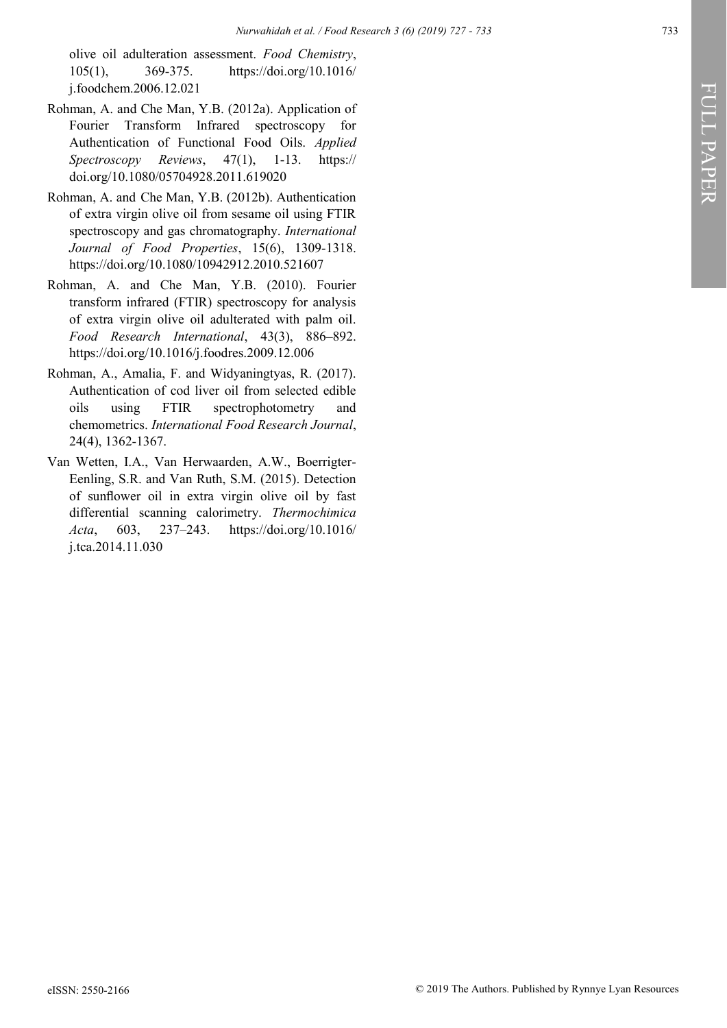olive oil adulteration assessment. *Food Chemistry*, 105(1), 369-375. https://doi.org/10.1016/j.foodchem.2006.12.021

Rohman, A. and Che Man, Y.B. (2012a). Application of Fourier Transform Infrared spectroscopy for Authentication of Functional Food Oils. *Applied Spectroscopy Reviews*, 47(1), 1-13. https://doi.org/10.1080/05704928.2011.619020

Rohman, A. and Che Man, Y.B. (2012b). Authentication of extra virgin olive oil from sesame oil using FTIR spectroscopy and gas chromatography. *International Journal of Food Properties*, 15(6), 1309-1318. https://doi.org/10.1080/10942912.2010.521607

Rohman, A. and Che Man, Y.B. (2010). Fourier transform infrared (FTIR) spectroscopy for analysis of extra virgin olive oil adulterated with palm oil. *Food Research International*, 43(3), 886–892. https://doi.org/10.1016/j.foodres.2009.12.006

Rohman, A., Amalia, F. and Widyaningtyas, R. (2017). Authentication of cod liver oil from selected edible oils using FTIR spectrophotometry and chemometrics. *International Food Research Journal*, 24(4), 1362-1367.

Van Wetten, I.A., Van Herwaarden, A.W., Boerrigter-Eenling, S.R. and Van Ruth, S.M. (2015). Detection of sunflower oil in extra virgin olive oil by fast differential scanning calorimetry. *Thermochimica Acta*, 603, 237–243. https://doi.org/10.1016/j.tca.2014.11.030